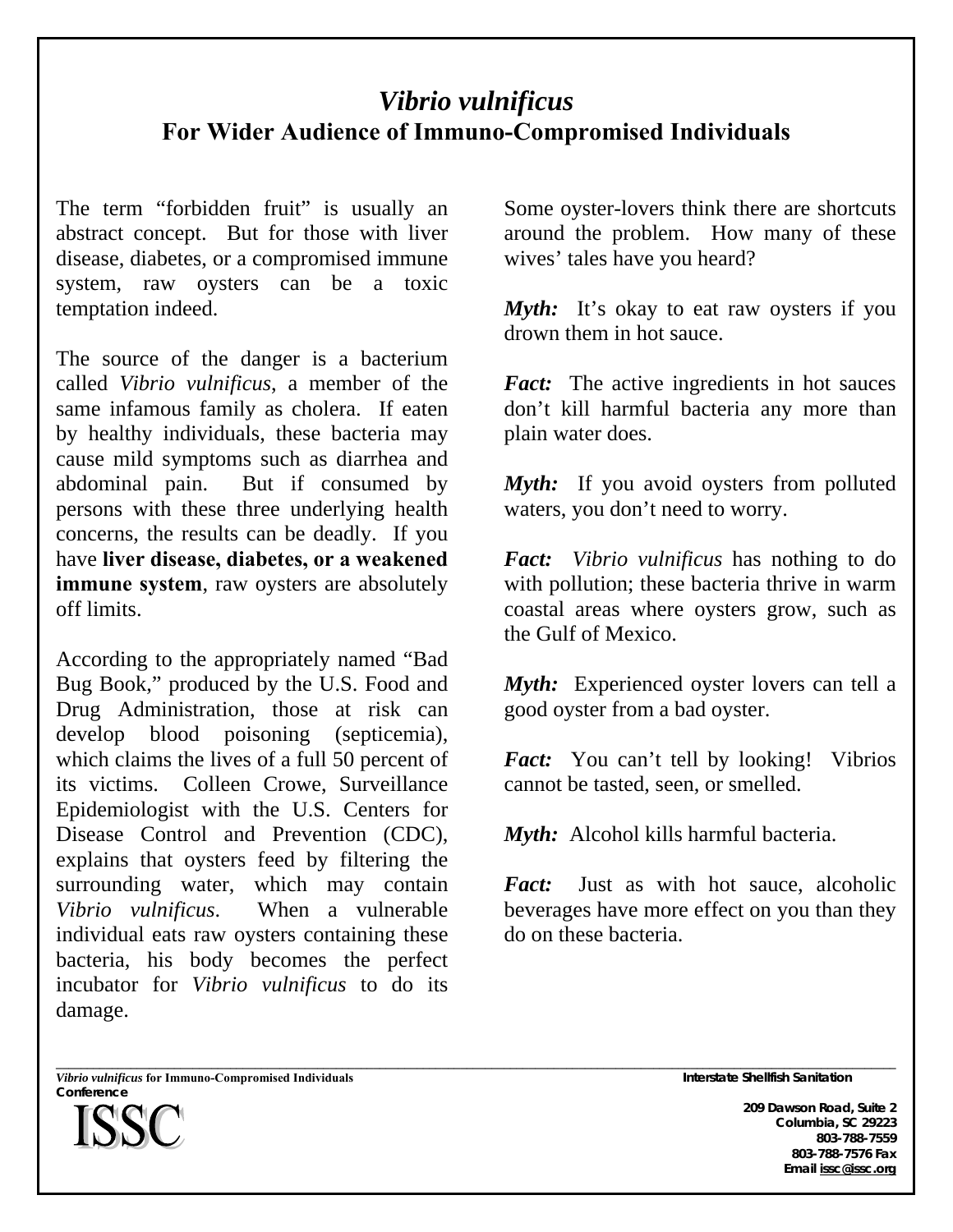# *Vibrio vulnificus*
## For Wider Audience of Immuno-Compromised Individuals

The term "forbidden fruit" is usually an abstract concept. But for those with liver disease, diabetes, or a compromised immune system, raw oysters can be a toxic temptation indeed.

The source of the danger is a bacterium called *Vibrio vulnificus*, a member of the same infamous family as cholera. If eaten by healthy individuals, these bacteria may cause mild symptoms such as diarrhea and abdominal pain. But if consumed by persons with these three underlying health concerns, the results can be deadly. If you have **liver disease, diabetes, or a weakened immune system**, raw oysters are absolutely off limits.

According to the appropriately named "Bad Bug Book," produced by the U.S. Food and Drug Administration, those at risk can develop blood poisoning (septicemia), which claims the lives of a full 50 percent of its victims. Colleen Crowe, Surveillance Epidemiologist with the U.S. Centers for Disease Control and Prevention (CDC), explains that oysters feed by filtering the surrounding water, which may contain *Vibrio vulnificus*. When a vulnerable individual eats raw oysters containing these bacteria, his body becomes the perfect incubator for *Vibrio vulnificus* to do its damage.

Some oyster-lovers think there are shortcuts around the problem. How many of these wives' tales have you heard?

***Myth:*** It's okay to eat raw oysters if you drown them in hot sauce.

***Fact:*** The active ingredients in hot sauces don't kill harmful bacteria any more than plain water does.

***Myth:*** If you avoid oysters from polluted waters, you don't need to worry.

***Fact:*** *Vibrio vulnificus* has nothing to do with pollution; these bacteria thrive in warm coastal areas where oysters grow, such as the Gulf of Mexico.

***Myth:*** Experienced oyster lovers can tell a good oyster from a bad oyster.

***Fact:*** You can't tell by looking! Vibrios cannot be tasted, seen, or smelled.

***Myth:*** Alcohol kills harmful bacteria.

***Fact:*** Just as with hot sauce, alcoholic beverages have more effect on you than they do on these bacteria.

---

Interstate Shellfish Sanitation Conference

ISSC

209 Dawson Road, Suite 2
Columbia, SC 29223
803-788-7559
803-788-7576 Fax
Email issc@issc.org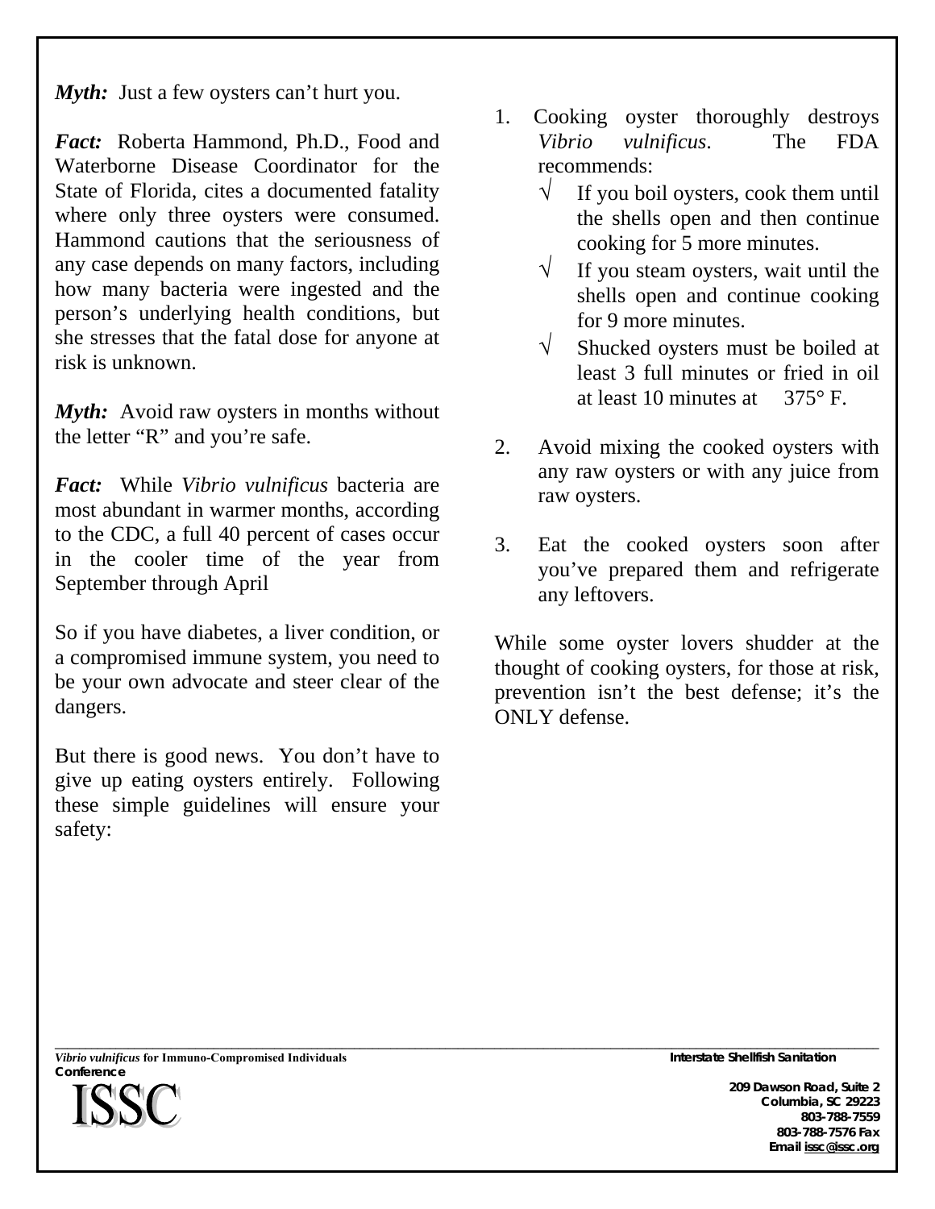*Myth:* Just a few oysters can't hurt you.

*Fact:* Roberta Hammond, Ph.D., Food and Waterborne Disease Coordinator for the State of Florida, cites a documented fatality where only three oysters were consumed. Hammond cautions that the seriousness of any case depends on many factors, including how many bacteria were ingested and the person's underlying health conditions, but she stresses that the fatal dose for anyone at risk is unknown.

*Myth:* Avoid raw oysters in months without the letter "R" and you're safe.

*Fact:* While *Vibrio vulnificus* bacteria are most abundant in warmer months, according to the CDC, a full 40 percent of cases occur in the cooler time of the year from September through April

So if you have diabetes, a liver condition, or a compromised immune system, you need to be your own advocate and steer clear of the dangers.

But there is good news. You don't have to give up eating oysters entirely. Following these simple guidelines will ensure your safety:

1. Cooking oyster thoroughly destroys *Vibrio vulnificus*. The FDA recommends:
   - √ If you boil oysters, cook them until the shells open and then continue cooking for 5 more minutes.
   - √ If you steam oysters, wait until the shells open and continue cooking for 9 more minutes.
   - √ Shucked oysters must be boiled at least 3 full minutes or fried in oil at least 10 minutes at 375° F.

2. Avoid mixing the cooked oysters with any raw oysters or with any juice from raw oysters.

3. Eat the cooked oysters soon after you've prepared them and refrigerate any leftovers.

While some oyster lovers shudder at the thought of cooking oysters, for those at risk, prevention isn't the best defense; it's the ONLY defense.

*Vibrio vulnificus* for Immuno-Compromised Individuals

Interstate Shellfish Sanitation Conference

ISSC

209 Dawson Road, Suite 2
Columbia, SC 29223
803-788-7559
803-788-7576 Fax
Email issc@issc.org